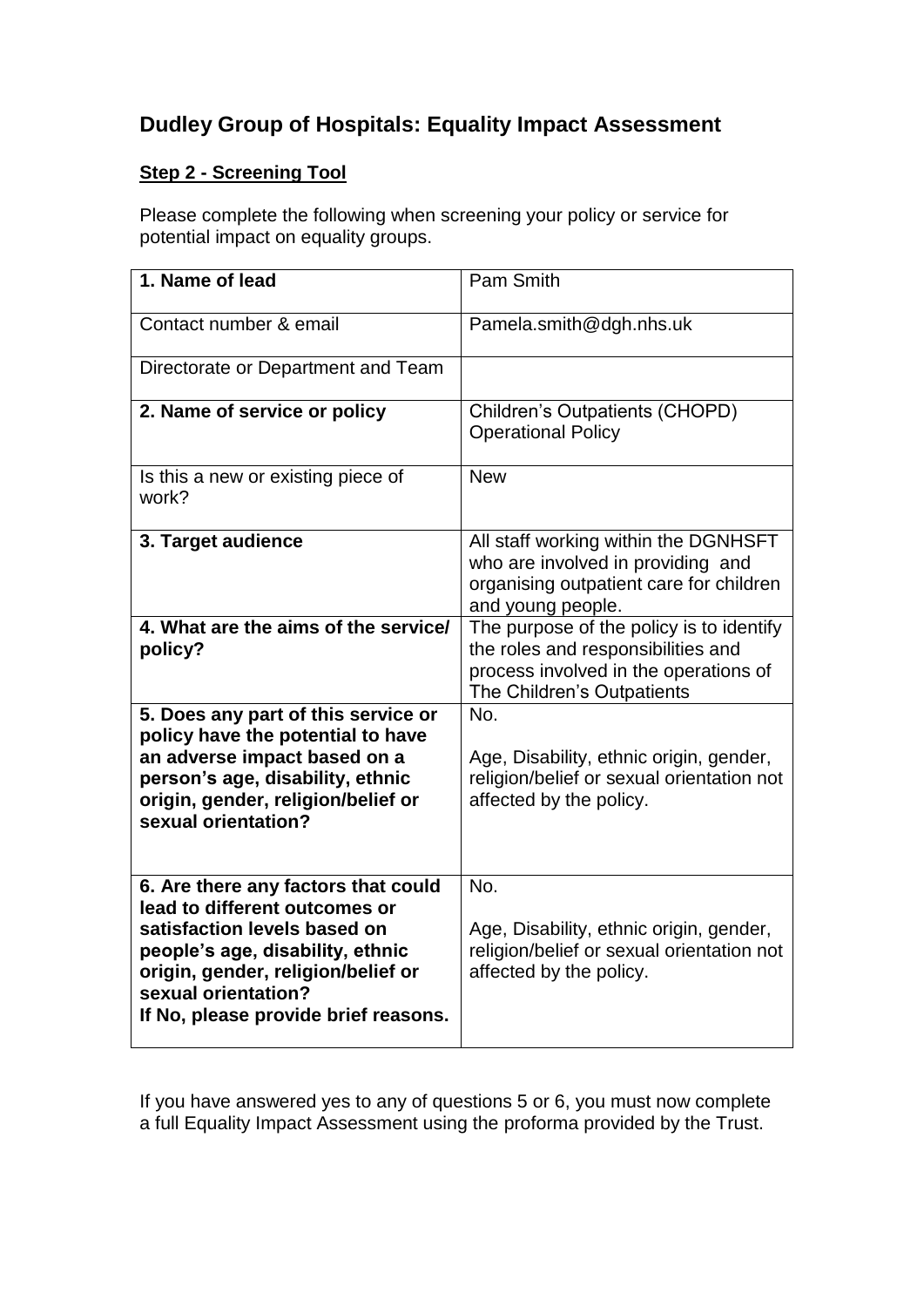# Dudley Group of Hospitals: Equality Impact Assessment

**Step 2 - Screening Tool**

Please complete the following when screening your policy or service for potential impact on equality groups.

| | |
|---|---|
| **1. Name of lead** | Pam Smith |
| Contact number & email | Pamela.smith@dgh.nhs.uk |
| Directorate or Department and Team | |
| **2. Name of service or policy** | Children's Outpatients (CHOPD) Operational Policy |
| Is this a new or existing piece of work? | New |
| **3. Target audience** | All staff working within the DGNHSFT who are involved in providing and organising outpatient care for children and young people. |
| **4. What are the aims of the service/ policy?** | The purpose of the policy is to identify the roles and responsibilities and process involved in the operations of The Children's Outpatients |
| **5. Does any part of this service or policy have the potential to have an adverse impact based on a person's age, disability, ethnic origin, gender, religion/belief or sexual orientation?** | No.<br><br>Age, Disability, ethnic origin, gender, religion/belief or sexual orientation not affected by the policy. |
| **6. Are there any factors that could lead to different outcomes or satisfaction levels based on people's age, disability, ethnic origin, gender, religion/belief or sexual orientation?<br>If No, please provide brief reasons.** | No.<br><br>Age, Disability, ethnic origin, gender, religion/belief or sexual orientation not affected by the policy. |

If you have answered yes to any of questions 5 or 6, you must now complete a full Equality Impact Assessment using the proforma provided by the Trust.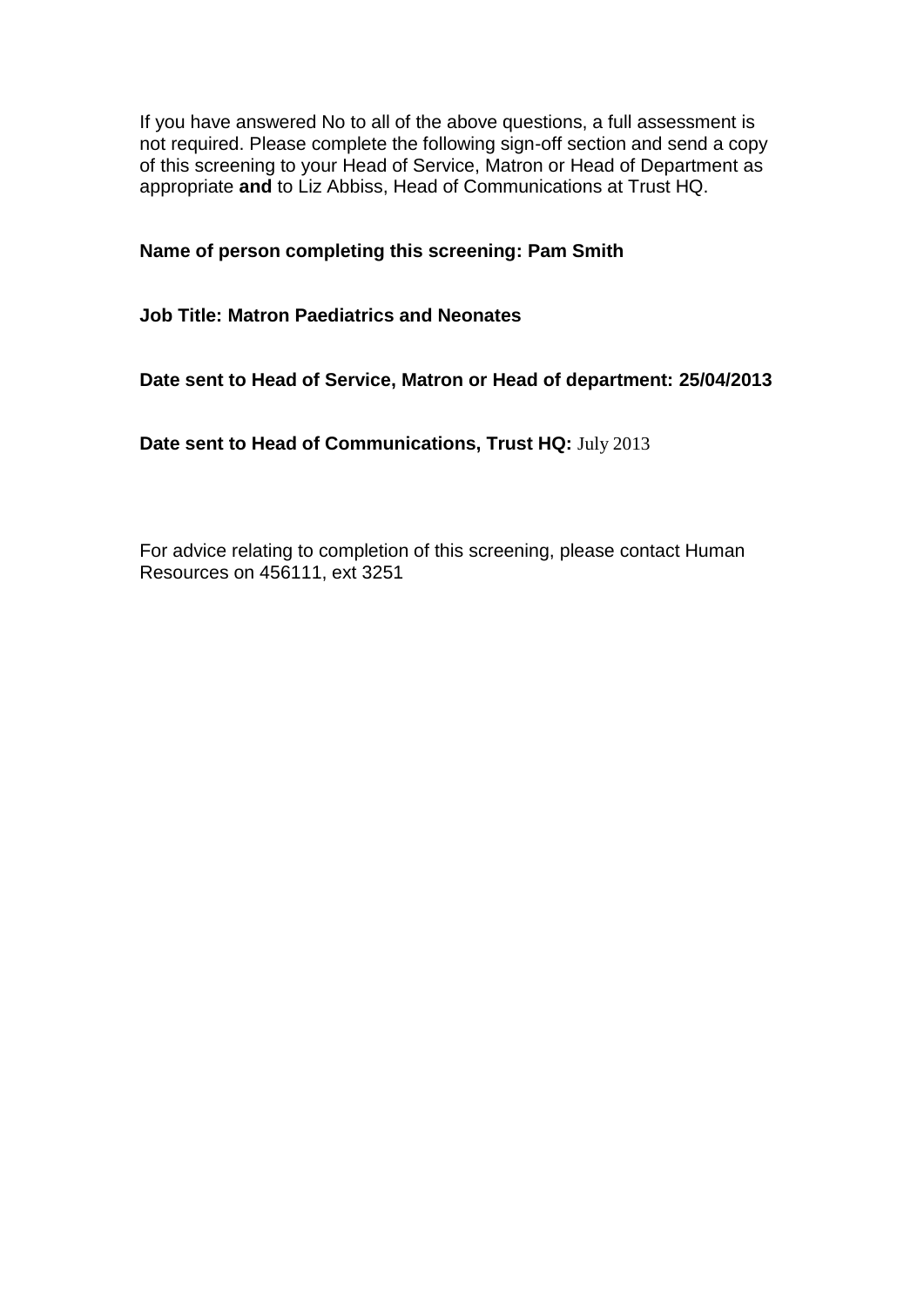If you have answered No to all of the above questions, a full assessment is not required. Please complete the following sign-off section and send a copy of this screening to your Head of Service, Matron or Head of Department as appropriate **and** to Liz Abbiss, Head of Communications at Trust HQ.

**Name of person completing this screening: Pam Smith**

**Job Title: Matron Paediatrics and Neonates**

**Date sent to Head of Service, Matron or Head of department: 25/04/2013**

**Date sent to Head of Communications, Trust HQ:** July 2013

For advice relating to completion of this screening, please contact Human Resources on 456111, ext 3251